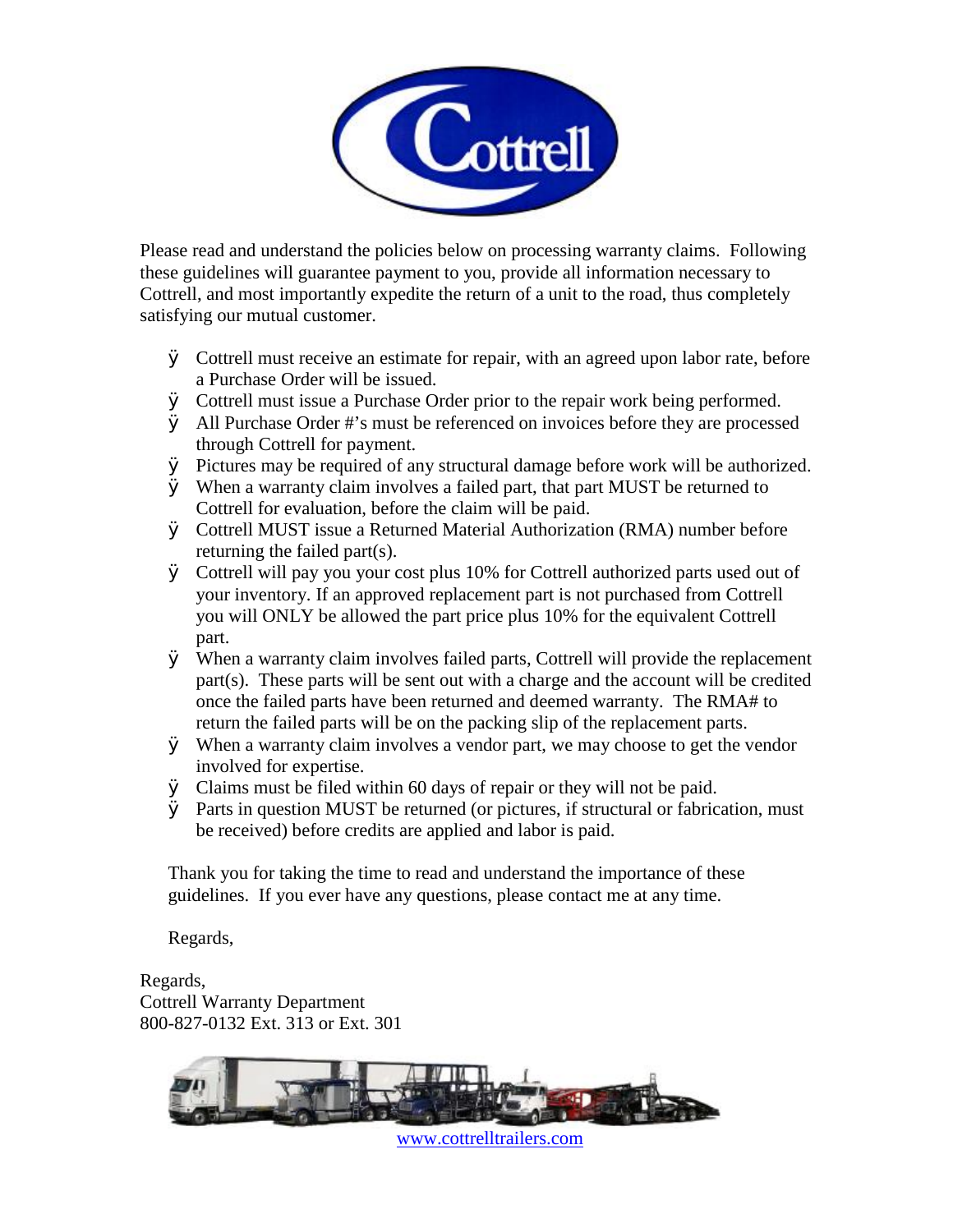Please read and understand the policies below on processing warranty claims. Following these guidelines will guarantee payment to you, provide all information necessary to Cottrell, and most importantly expedite the return of a unit to the road, thus completely satisfying our mutual customer.

- Cottrell must receive an estimate for repair, with an agreed upon labor rate, before a Purchase Order will be issued.
- Cottrell must issue a Purchase Order prior to the repair work being performed.
- All Purchase Order #'s must be referenced on invoices before they are processed through Cottrell for payment.
- Pictures may be required of any structural damage before work will be authorized.
- When a warranty claim involves a failed part, that part MUST be returned to Cottrell for evaluation, before the claim will be paid.
- Cottrell MUST issue a Returned Material Authorization (RMA) number before returning the failed part(s).
- Cottrell will pay you your cost plus 10% for Cottrell authorized parts used out of your inventory. If an approved replacement part is not purchased from Cottrell you will ONLY be allowed the part price plus 10% for the equivalent Cottrell part.
- When a warranty claim involves failed parts, Cottrell will provide the replacement part(s). These parts will be sent out with a charge and the account will be credited once the failed parts have been returned and deemed warranty. The RMA# to return the failed parts will be on the packing slip of the replacement parts.
- When a warranty claim involves a vendor part, we may choose to get the vendor involved for expertise.
- Claims must be filed within 60 days of repair or they will not be paid.
- Parts in question MUST be returned (or pictures, if structural or fabrication, must be received) before credits are applied and labor is paid.

Thank you for taking the time to read and understand the importance of these guidelines. If you ever have any questions, please contact me at any time.

Regards,

Regards,
Cottrell Warranty Department
800-827-0132 Ext. 313 or Ext. 301

www.cottrelltrailers.com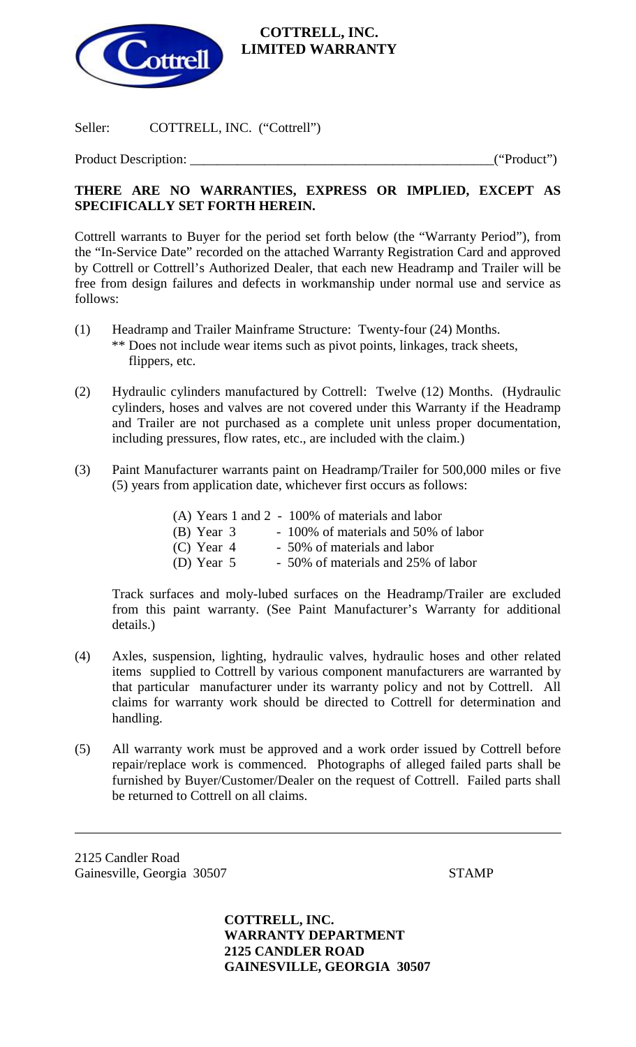# COTTRELL, INC.
## LIMITED WARRANTY

Seller: COTTRELL, INC. ("Cottrell")

Product Description: ____________________________________________("Product")

**THERE ARE NO WARRANTIES, EXPRESS OR IMPLIED, EXCEPT AS SPECIFICALLY SET FORTH HEREIN.**

Cottrell warrants to Buyer for the period set forth below (the "Warranty Period"), from the "In-Service Date" recorded on the attached Warranty Registration Card and approved by Cottrell or Cottrell's Authorized Dealer, that each new Headramp and Trailer will be free from design failures and defects in workmanship under normal use and service as follows:

(1) Headramp and Trailer Mainframe Structure: Twenty-four (24) Months.
    ** Does not include wear items such as pivot points, linkages, track sheets, flippers, etc.

(2) Hydraulic cylinders manufactured by Cottrell: Twelve (12) Months. (Hydraulic cylinders, hoses and valves are not covered under this Warranty if the Headramp and Trailer are not purchased as a complete unit unless proper documentation, including pressures, flow rates, etc., are included with the claim.)

(3) Paint Manufacturer warrants paint on Headramp/Trailer for 500,000 miles or five (5) years from application date, whichever first occurs as follows:

    (A) Years 1 and 2 - 100% of materials and labor
    (B) Year 3 - 100% of materials and 50% of labor
    (C) Year 4 - 50% of materials and labor
    (D) Year 5 - 50% of materials and 25% of labor

    Track surfaces and moly-lubed surfaces on the Headramp/Trailer are excluded from this paint warranty. (See Paint Manufacturer's Warranty for additional details.)

(4) Axles, suspension, lighting, hydraulic valves, hydraulic hoses and other related items supplied to Cottrell by various component manufacturers are warranted by that particular manufacturer under its warranty policy and not by Cottrell. All claims for warranty work should be directed to Cottrell for determination and handling.

(5) All warranty work must be approved and a work order issued by Cottrell before repair/replace work is commenced. Photographs of alleged failed parts shall be furnished by Buyer/Customer/Dealer on the request of Cottrell. Failed parts shall be returned to Cottrell on all claims.

---

2125 Candler Road
Gainesville, Georgia 30507

STAMP

**COTTRELL, INC.**
**WARRANTY DEPARTMENT**
**2125 CANDLER ROAD**
**GAINESVILLE, GEORGIA 30507**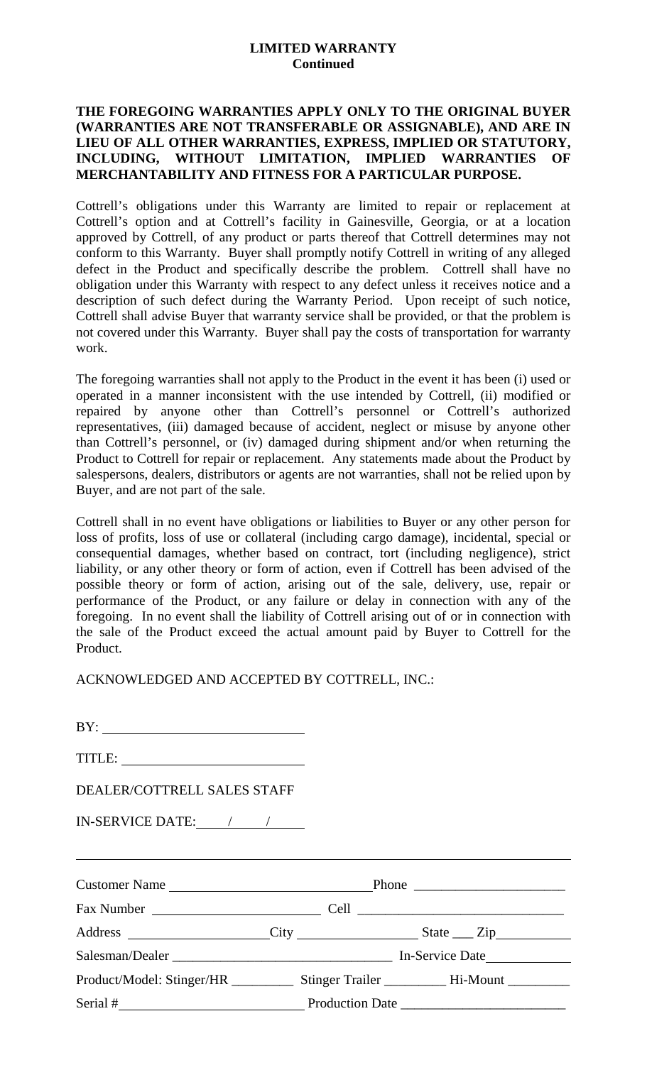**LIMITED WARRANTY**
**Continued**

**THE FOREGOING WARRANTIES APPLY ONLY TO THE ORIGINAL BUYER (WARRANTIES ARE NOT TRANSFERABLE OR ASSIGNABLE), AND ARE IN LIEU OF ALL OTHER WARRANTIES, EXPRESS, IMPLIED OR STATUTORY, INCLUDING, WITHOUT LIMITATION, IMPLIED WARRANTIES OF MERCHANTABILITY AND FITNESS FOR A PARTICULAR PURPOSE.**

Cottrell's obligations under this Warranty are limited to repair or replacement at Cottrell's option and at Cottrell's facility in Gainesville, Georgia, or at a location approved by Cottrell, of any product or parts thereof that Cottrell determines may not conform to this Warranty. Buyer shall promptly notify Cottrell in writing of any alleged defect in the Product and specifically describe the problem. Cottrell shall have no obligation under this Warranty with respect to any defect unless it receives notice and a description of such defect during the Warranty Period. Upon receipt of such notice, Cottrell shall advise Buyer that warranty service shall be provided, or that the problem is not covered under this Warranty. Buyer shall pay the costs of transportation for warranty work.

The foregoing warranties shall not apply to the Product in the event it has been (i) used or operated in a manner inconsistent with the use intended by Cottrell, (ii) modified or repaired by anyone other than Cottrell's personnel or Cottrell's authorized representatives, (iii) damaged because of accident, neglect or misuse by anyone other than Cottrell's personnel, or (iv) damaged during shipment and/or when returning the Product to Cottrell for repair or replacement. Any statements made about the Product by salespersons, dealers, distributors or agents are not warranties, shall not be relied upon by Buyer, and are not part of the sale.

Cottrell shall in no event have obligations or liabilities to Buyer or any other person for loss of profits, loss of use or collateral (including cargo damage), incidental, special or consequential damages, whether based on contract, tort (including negligence), strict liability, or any other theory or form of action, even if Cottrell has been advised of the possible theory or form of action, arising out of the sale, delivery, use, repair or performance of the Product, or any failure or delay in connection with any of the foregoing. In no event shall the liability of Cottrell arising out of or in connection with the sale of the Product exceed the actual amount paid by Buyer to Cottrell for the Product.

ACKNOWLEDGED AND ACCEPTED BY COTTRELL, INC.:

BY: ____________________________

TITLE: ____________________________

DEALER/COTTRELL SALES STAFF

IN-SERVICE DATE: ____/____/____

---

Customer Name ____________________________ Phone ______________________

Fax Number ________________________ Cell ______________________________

Address ____________________ City _________________ State ___ Zip __________

Salesman/Dealer ________________________________ In-Service Date ____________

Product/Model: Stinger/HR _________ Stinger Trailer _________ Hi-Mount _________

Serial # __________________________ Production Date ________________________